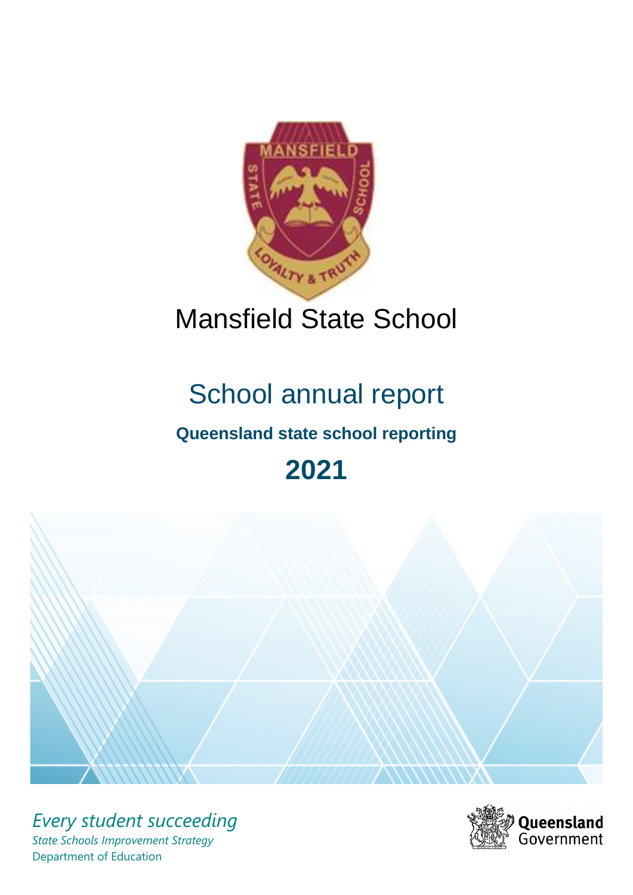# Mansfield State School

## School annual report

### Queensland state school reporting

## 2021

*Every student succeeding*

*State Schools Improvement Strategy*

Department of Education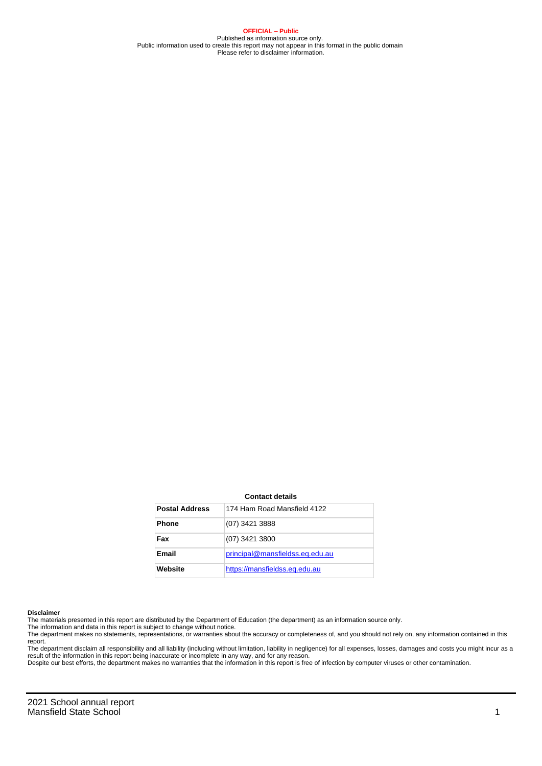**OFFICIAL – Public**
Published as information source only.
Public information used to create this report may not appear in this format in the public domain
Please refer to disclaimer information.

**Contact details**

| **Postal Address** | 174 Ham Road Mansfield 4122 |
| --- | --- |
| **Phone** | (07) 3421 3888 |
| **Fax** | (07) 3421 3800 |
| **Email** | principal@mansfieldss.eq.edu.au |
| **Website** | https://mansfieldss.eq.edu.au |

**Disclaimer**
The materials presented in this report are distributed by the Department of Education (the department) as an information source only.
The information and data in this report is subject to change without notice.
The department makes no statements, representations, or warranties about the accuracy or completeness of, and you should not rely on, any information contained in this report.
The department disclaim all responsibility and all liability (including without limitation, liability in negligence) for all expenses, losses, damages and costs you might incur as a result of the information in this report being inaccurate or incomplete in any way, and for any reason.
Despite our best efforts, the department makes no warranties that the information in this report is free of infection by computer viruses or other contamination.

2021 School annual report
Mansfield State School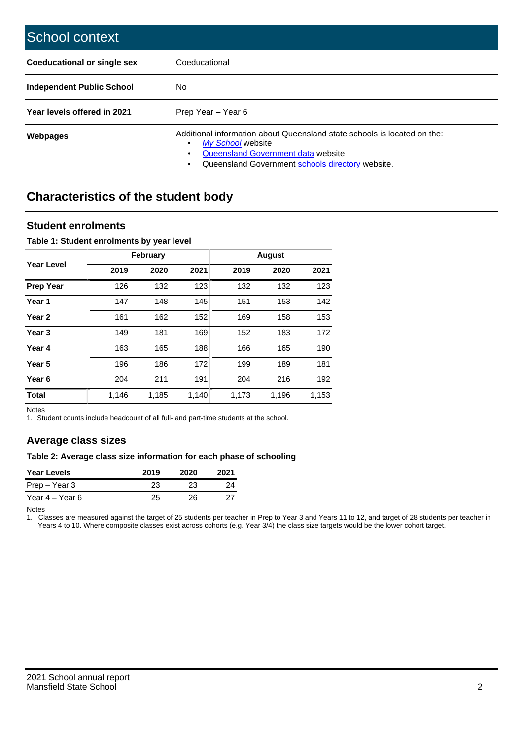# School context

| | |
|---|---|
| **Coeducational or single sex** | Coeducational |
| **Independent Public School** | No |
| **Year levels offered in 2021** | Prep Year – Year 6 |
| **Webpages** | Additional information about Queensland state schools is located on the: <br>• *My School* website <br>• Queensland Government data website <br>• Queensland Government schools directory website. |

## Characteristics of the student body

### Student enrolments

**Table 1: Student enrolments by year level**

| Year Level | February | | | August | | |
|---|---|---|---|---|---|---|
| | **2019** | **2020** | **2021** | **2019** | **2020** | **2021** |
| **Prep Year** | 126 | 132 | 123 | 132 | 132 | 123 |
| **Year 1** | 147 | 148 | 145 | 151 | 153 | 142 |
| **Year 2** | 161 | 162 | 152 | 169 | 158 | 153 |
| **Year 3** | 149 | 181 | 169 | 152 | 183 | 172 |
| **Year 4** | 163 | 165 | 188 | 166 | 165 | 190 |
| **Year 5** | 196 | 186 | 172 | 199 | 189 | 181 |
| **Year 6** | 204 | 211 | 191 | 204 | 216 | 192 |
| **Total** | 1,146 | 1,185 | 1,140 | 1,173 | 1,196 | 1,153 |

Notes
1. Student counts include headcount of all full- and part-time students at the school.

### Average class sizes

**Table 2: Average class size information for each phase of schooling**

| Year Levels | 2019 | 2020 | 2021 |
|---|---|---|---|
| Prep – Year 3 | 23 | 23 | 24 |
| Year 4 – Year 6 | 25 | 26 | 27 |

Notes
1. Classes are measured against the target of 25 students per teacher in Prep to Year 3 and Years 11 to 12, and target of 28 students per teacher in Years 4 to 10. Where composite classes exist across cohorts (e.g. Year 3/4) the class size targets would be the lower cohort target.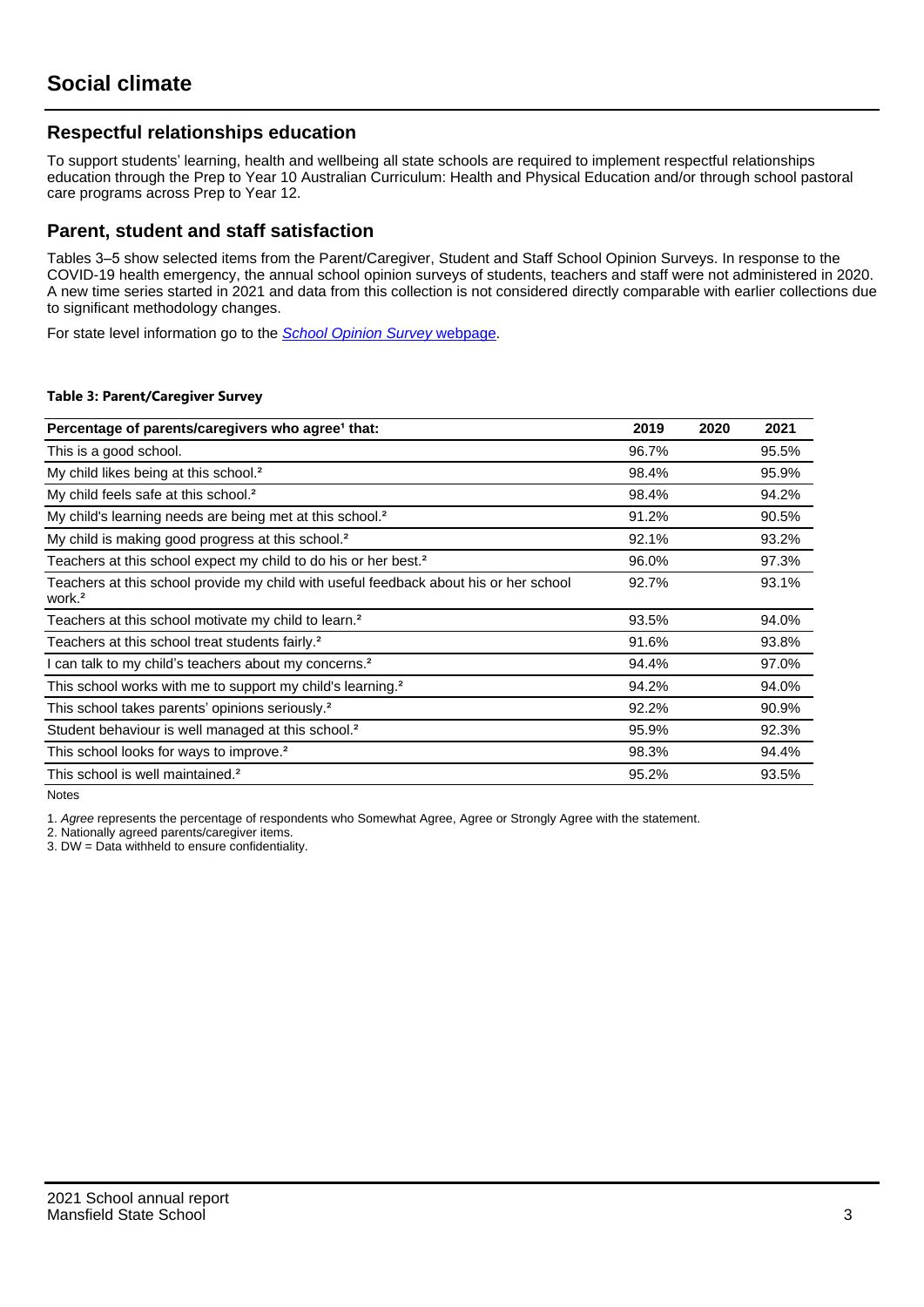# Social climate

## Respectful relationships education

To support students' learning, health and wellbeing all state schools are required to implement respectful relationships education through the Prep to Year 10 Australian Curriculum: Health and Physical Education and/or through school pastoral care programs across Prep to Year 12.

## Parent, student and staff satisfaction

Tables 3–5 show selected items from the Parent/Caregiver, Student and Staff School Opinion Surveys. In response to the COVID-19 health emergency, the annual school opinion surveys of students, teachers and staff were not administered in 2020. A new time series started in 2021 and data from this collection is not considered directly comparable with earlier collections due to significant methodology changes.

For state level information go to the *School Opinion Survey* webpage.

**Table 3: Parent/Caregiver Survey**

| Percentage of parents/caregivers who agree[1] that: | 2019 | 2020 | 2021 |
|---|---|---|---|
| This is a good school. | 96.7% | | 95.5% |
| My child likes being at this school.[2] | 98.4% | | 95.9% |
| My child feels safe at this school.[2] | 98.4% | | 94.2% |
| My child's learning needs are being met at this school.[2] | 91.2% | | 90.5% |
| My child is making good progress at this school.[2] | 92.1% | | 93.2% |
| Teachers at this school expect my child to do his or her best.[2] | 96.0% | | 97.3% |
| Teachers at this school provide my child with useful feedback about his or her school work.[2] | 92.7% | | 93.1% |
| Teachers at this school motivate my child to learn.[2] | 93.5% | | 94.0% |
| Teachers at this school treat students fairly.[2] | 91.6% | | 93.8% |
| I can talk to my child's teachers about my concerns.[2] | 94.4% | | 97.0% |
| This school works with me to support my child's learning.[2] | 94.2% | | 94.0% |
| This school takes parents' opinions seriously.[2] | 92.2% | | 90.9% |
| Student behaviour is well managed at this school.[2] | 95.9% | | 92.3% |
| This school looks for ways to improve.[2] | 98.3% | | 94.4% |
| This school is well maintained.[2] | 95.2% | | 93.5% |

Notes

1. *Agree* represents the percentage of respondents who Somewhat Agree, Agree or Strongly Agree with the statement.
2. Nationally agreed parents/caregiver items.
3. DW = Data withheld to ensure confidentiality.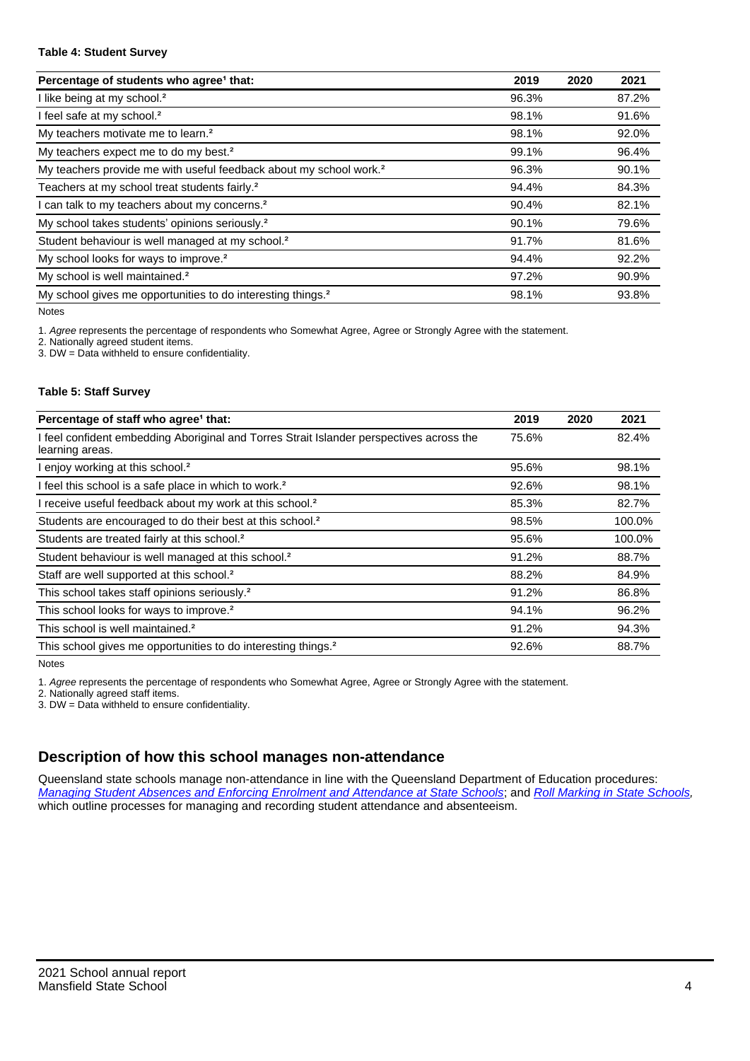#### Table 4: Student Survey

| Percentage of students who agree[1] that: | 2019 | 2020 | 2021 |
|---|---|---|---|
| I like being at my school.[2] | 96.3% | | 87.2% |
| I feel safe at my school.[2] | 98.1% | | 91.6% |
| My teachers motivate me to learn.[2] | 98.1% | | 92.0% |
| My teachers expect me to do my best.[2] | 99.1% | | 96.4% |
| My teachers provide me with useful feedback about my school work.[2] | 96.3% | | 90.1% |
| Teachers at my school treat students fairly.[2] | 94.4% | | 84.3% |
| I can talk to my teachers about my concerns.[2] | 90.4% | | 82.1% |
| My school takes students' opinions seriously.[2] | 90.1% | | 79.6% |
| Student behaviour is well managed at my school.[2] | 91.7% | | 81.6% |
| My school looks for ways to improve.[2] | 94.4% | | 92.2% |
| My school is well maintained.[2] | 97.2% | | 90.9% |
| My school gives me opportunities to do interesting things.[2] | 98.1% | | 93.8% |

Notes

1. *Agree* represents the percentage of respondents who Somewhat Agree, Agree or Strongly Agree with the statement.
2. Nationally agreed student items.
3. DW = Data withheld to ensure confidentiality.

#### Table 5: Staff Survey

| Percentage of staff who agree[1] that: | 2019 | 2020 | 2021 |
|---|---|---|---|
| I feel confident embedding Aboriginal and Torres Strait Islander perspectives across the learning areas. | 75.6% | | 82.4% |
| I enjoy working at this school.[2] | 95.6% | | 98.1% |
| I feel this school is a safe place in which to work.[2] | 92.6% | | 98.1% |
| I receive useful feedback about my work at this school.[2] | 85.3% | | 82.7% |
| Students are encouraged to do their best at this school.[2] | 98.5% | | 100.0% |
| Students are treated fairly at this school.[2] | 95.6% | | 100.0% |
| Student behaviour is well managed at this school.[2] | 91.2% | | 88.7% |
| Staff are well supported at this school.[2] | 88.2% | | 84.9% |
| This school takes staff opinions seriously.[2] | 91.2% | | 86.8% |
| This school looks for ways to improve.[2] | 94.1% | | 96.2% |
| This school is well maintained.[2] | 91.2% | | 94.3% |
| This school gives me opportunities to do interesting things.[2] | 92.6% | | 88.7% |

Notes

1. *Agree* represents the percentage of respondents who Somewhat Agree, Agree or Strongly Agree with the statement.
2. Nationally agreed staff items.
3. DW = Data withheld to ensure confidentiality.

## Description of how this school manages non-attendance

Queensland state schools manage non-attendance in line with the Queensland Department of Education procedures: *Managing Student Absences and Enforcing Enrolment and Attendance at State Schools*; and *Roll Marking in State Schools*, which outline processes for managing and recording student attendance and absenteeism.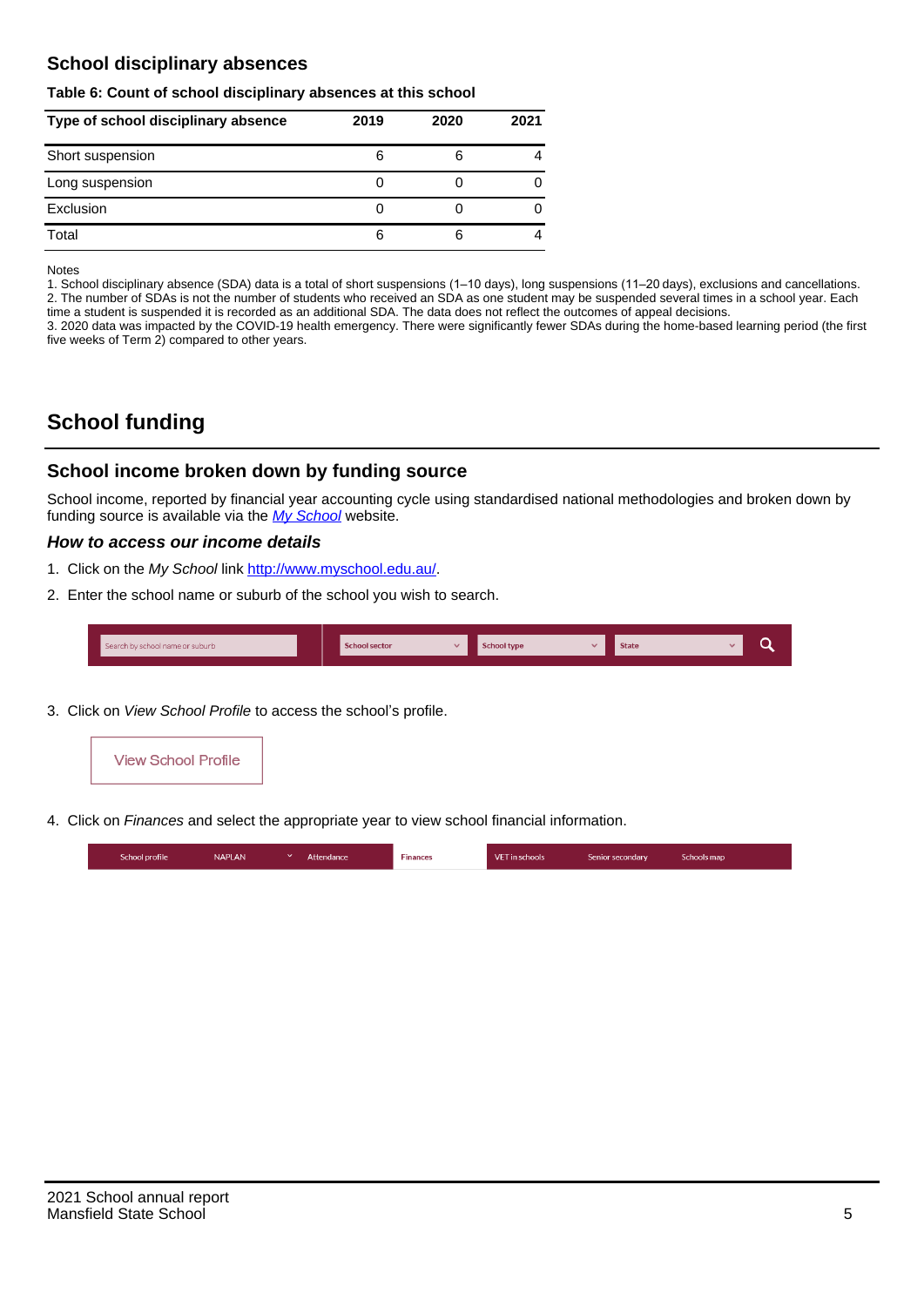## School disciplinary absences

**Table 6: Count of school disciplinary absences at this school**

| Type of school disciplinary absence | 2019 | 2020 | 2021 |
|---|---|---|---|
| Short suspension | 6 | 6 | 4 |
| Long suspension | 0 | 0 | 0 |
| Exclusion | 0 | 0 | 0 |
| Total | 6 | 6 | 4 |

Notes
1. School disciplinary absence (SDA) data is a total of short suspensions (1–10 days), long suspensions (11–20 days), exclusions and cancellations.
2. The number of SDAs is not the number of students who received an SDA as one student may be suspended several times in a school year. Each time a student is suspended it is recorded as an additional SDA. The data does not reflect the outcomes of appeal decisions.
3. 2020 data was impacted by the COVID-19 health emergency. There were significantly fewer SDAs during the home-based learning period (the first five weeks of Term 2) compared to other years.

# School funding

## School income broken down by funding source

School income, reported by financial year accounting cycle using standardised national methodologies and broken down by funding source is available via the *My School* website.

### *How to access our income details*

1. Click on the *My School* link http://www.myschool.edu.au/.
2. Enter the school name or suburb of the school you wish to search.

Search by school name or suburb | School sector | School type | State

3. Click on *View School Profile* to access the school's profile.

View School Profile

4. Click on *Finances* and select the appropriate year to view school financial information.

School profile | NAPLAN | Attendance | Finances | VET in schools | Senior secondary | Schools map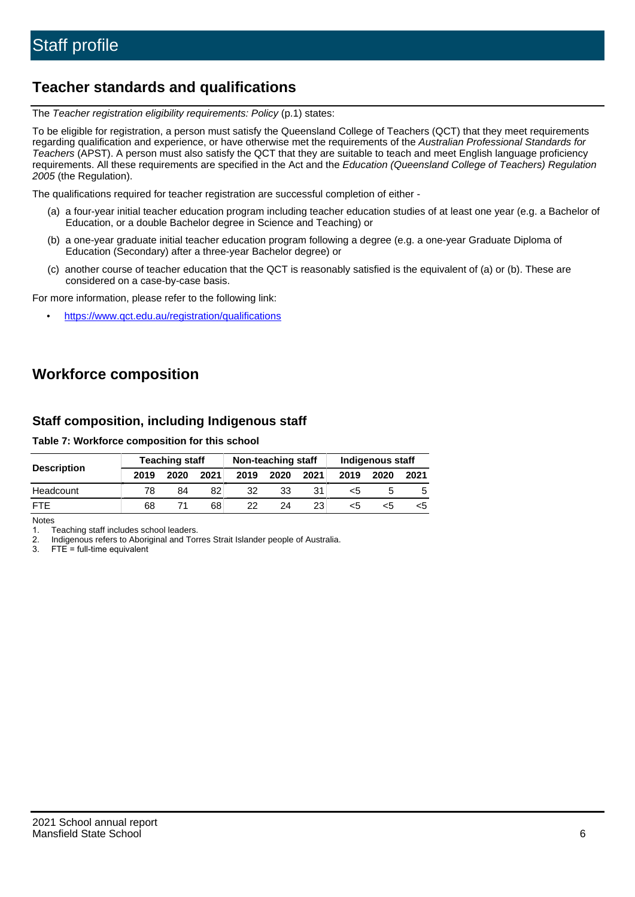# Staff profile

## Teacher standards and qualifications

The *Teacher registration eligibility requirements: Policy* (p.1) states:

To be eligible for registration, a person must satisfy the Queensland College of Teachers (QCT) that they meet requirements regarding qualification and experience, or have otherwise met the requirements of the *Australian Professional Standards for Teachers* (APST). A person must also satisfy the QCT that they are suitable to teach and meet English language proficiency requirements. All these requirements are specified in the Act and the *Education (Queensland College of Teachers) Regulation 2005* (the Regulation).

The qualifications required for teacher registration are successful completion of either -

(a) a four-year initial teacher education program including teacher education studies of at least one year (e.g. a Bachelor of Education, or a double Bachelor degree in Science and Teaching) or

(b) a one-year graduate initial teacher education program following a degree (e.g. a one-year Graduate Diploma of Education (Secondary) after a three-year Bachelor degree) or

(c) another course of teacher education that the QCT is reasonably satisfied is the equivalent of (a) or (b). These are considered on a case-by-case basis.

For more information, please refer to the following link:

- https://www.qct.edu.au/registration/qualifications

## Workforce composition

### Staff composition, including Indigenous staff

**Table 7: Workforce composition for this school**

| Description | Teaching staff | | | Non-teaching staff | | | Indigenous staff | | |
|---|---|---|---|---|---|---|---|---|---|
| | 2019 | 2020 | 2021 | 2019 | 2020 | 2021 | 2019 | 2020 | 2021 |
| Headcount | 78 | 84 | 82 | 32 | 33 | 31 | <5 | 5 | 5 |
| FTE | 68 | 71 | 68 | 22 | 24 | 23 | <5 | <5 | <5 |

Notes

1. Teaching staff includes school leaders.
2. Indigenous refers to Aboriginal and Torres Strait Islander people of Australia.
3. FTE = full-time equivalent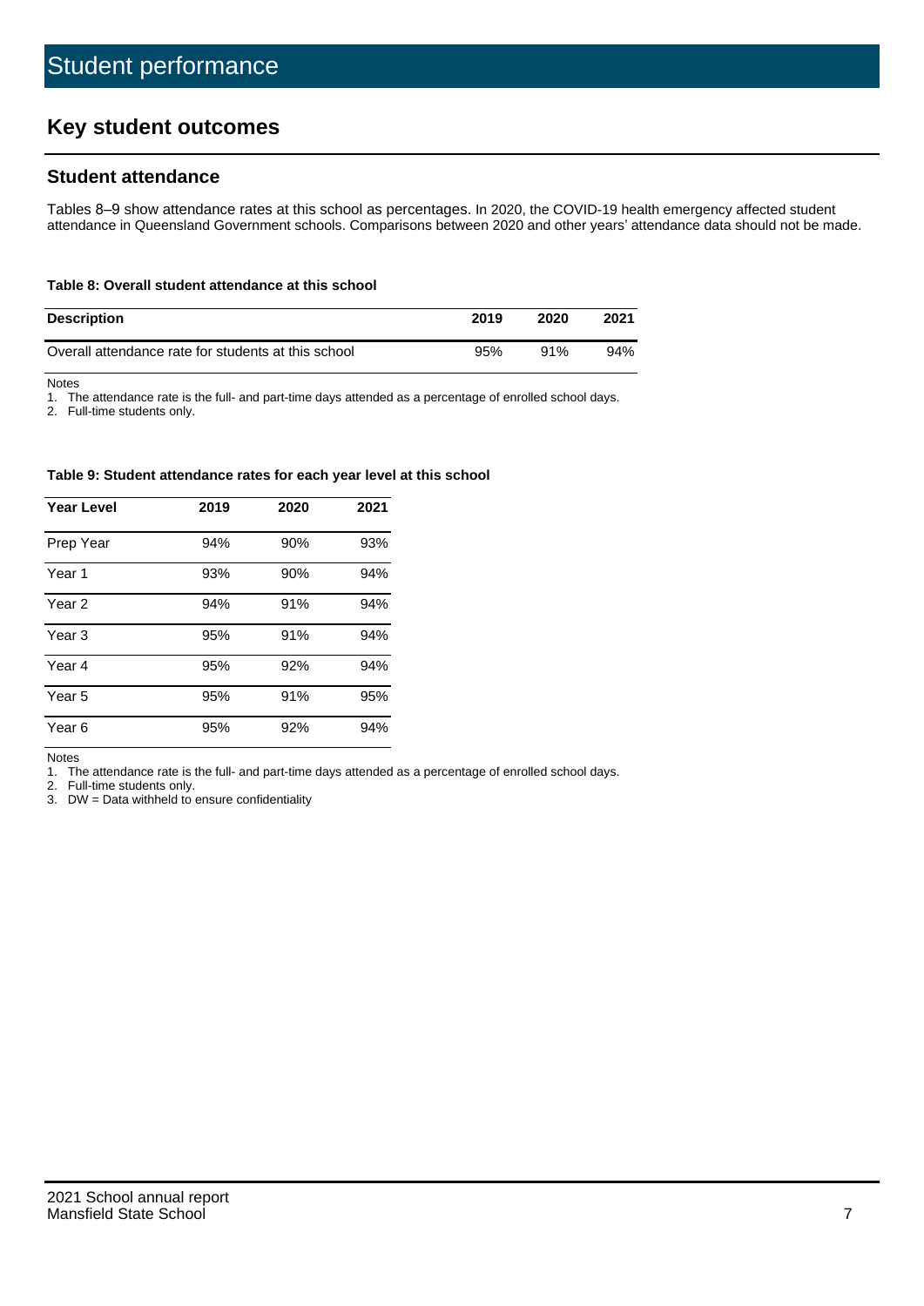# Student performance

## Key student outcomes

### Student attendance

Tables 8–9 show attendance rates at this school as percentages. In 2020, the COVID-19 health emergency affected student attendance in Queensland Government schools. Comparisons between 2020 and other years' attendance data should not be made.

**Table 8: Overall student attendance at this school**

| Description | 2019 | 2020 | 2021 |
|---|---|---|---|
| Overall attendance rate for students at this school | 95% | 91% | 94% |

Notes

1. The attendance rate is the full- and part-time days attended as a percentage of enrolled school days.
2. Full-time students only.

**Table 9: Student attendance rates for each year level at this school**

| Year Level | 2019 | 2020 | 2021 |
|---|---|---|---|
| Prep Year | 94% | 90% | 93% |
| Year 1 | 93% | 90% | 94% |
| Year 2 | 94% | 91% | 94% |
| Year 3 | 95% | 91% | 94% |
| Year 4 | 95% | 92% | 94% |
| Year 5 | 95% | 91% | 95% |
| Year 6 | 95% | 92% | 94% |

Notes

1. The attendance rate is the full- and part-time days attended as a percentage of enrolled school days.
2. Full-time students only.
3. DW = Data withheld to ensure confidentiality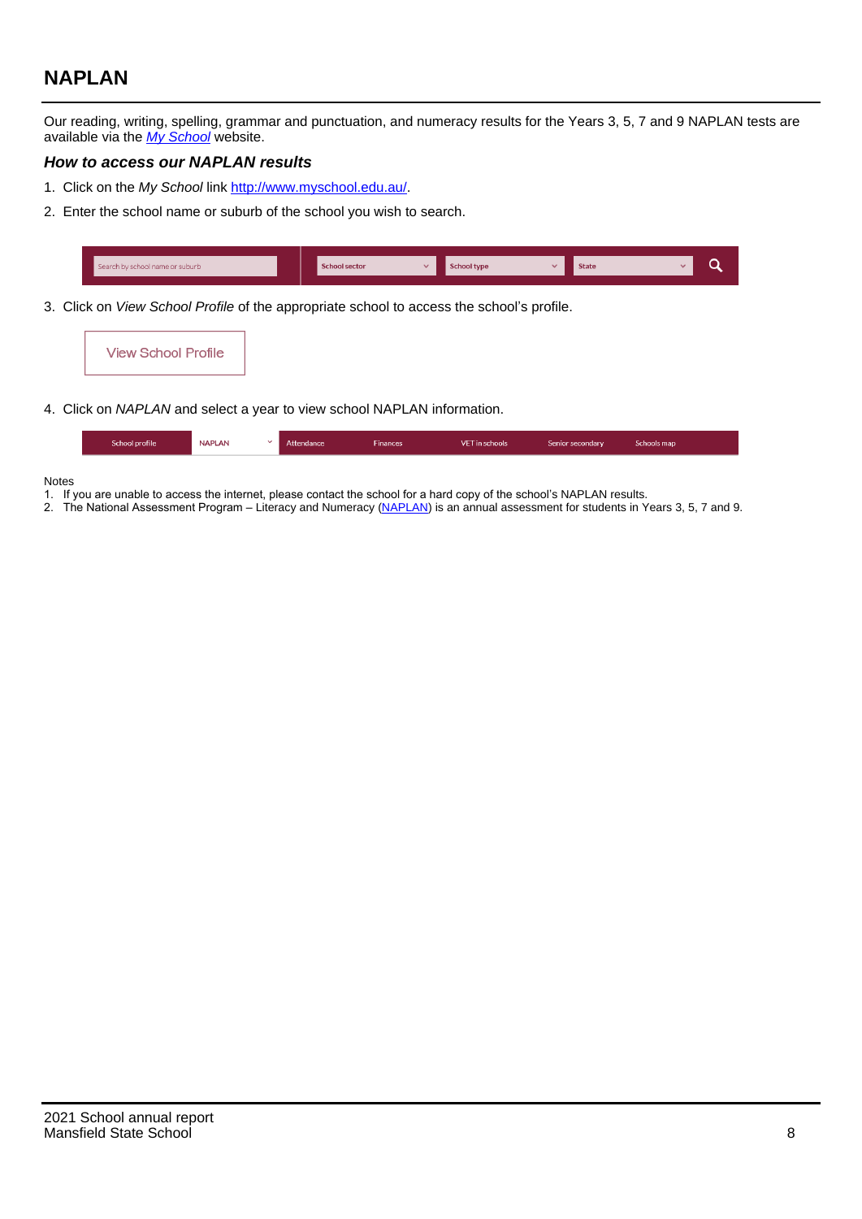## NAPLAN

Our reading, writing, spelling, grammar and punctuation, and numeracy results for the Years 3, 5, 7 and 9 NAPLAN tests are available via the [*My School*](http://www.myschool.edu.au/) website.

### *How to access our NAPLAN results*

1. Click on the *My School* link [http://www.myschool.edu.au/](http://www.myschool.edu.au/).
2. Enter the school name or suburb of the school you wish to search.

Search by school name or suburb
School sector
School type
State

3. Click on *View School Profile* of the appropriate school to access the school's profile.

View School Profile

4. Click on *NAPLAN* and select a year to view school NAPLAN information.

School profile
NAPLAN
Attendance
Finances
VET in schools
Senior secondary
Schools map

Notes
1. If you are unable to access the internet, please contact the school for a hard copy of the school's NAPLAN results.
2. The National Assessment Program – Literacy and Numeracy (NAPLAN) is an annual assessment for students in Years 3, 5, 7 and 9.